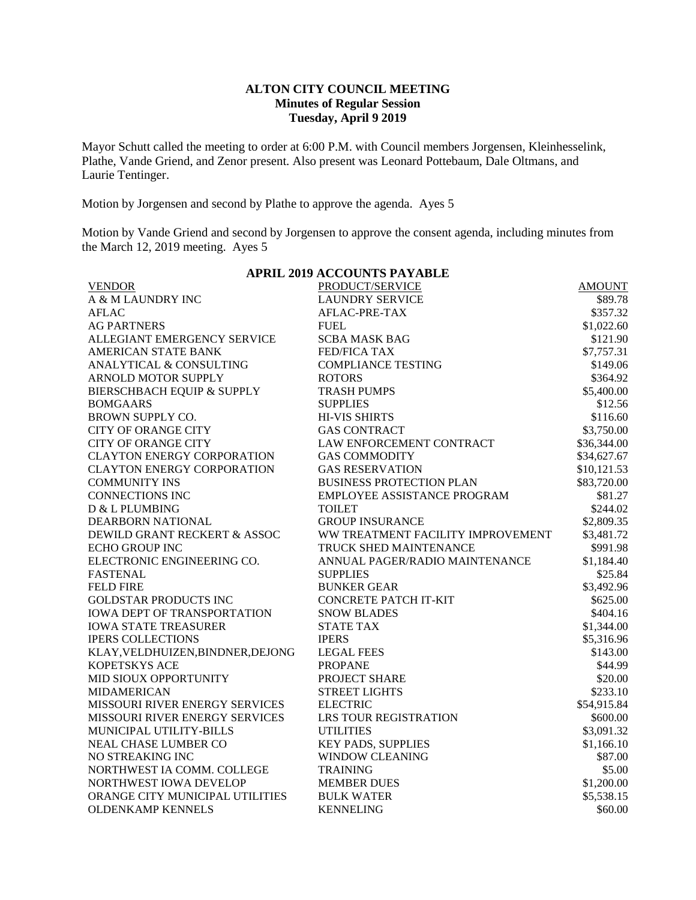**ALTON CITY COUNCIL MEETING**
**Minutes of Regular Session**
**Tuesday, April 9 2019**

Mayor Schutt called the meeting to order at 6:00 P.M. with Council members Jorgensen, Kleinhesselink, Plathe, Vande Griend, and Zenor present. Also present was Leonard Pottebaum, Dale Oltmans, and Laurie Tentinger.

Motion by Jorgensen and second by Plathe to approve the agenda. Ayes 5

Motion by Vande Griend and second by Jorgensen to approve the consent agenda, including minutes from the March 12, 2019 meeting. Ayes 5

**APRIL 2019 ACCOUNTS PAYABLE**

| VENDOR | PRODUCT/SERVICE | AMOUNT |
|---|---|---|
| A & M LAUNDRY INC | LAUNDRY SERVICE | $89.78 |
| AFLAC | AFLAC-PRE-TAX | $357.32 |
| AG PARTNERS | FUEL | $1,022.60 |
| ALLEGIANT EMERGENCY SERVICE | SCBA MASK BAG | $121.90 |
| AMERICAN STATE BANK | FED/FICA TAX | $7,757.31 |
| ANALYTICAL & CONSULTING | COMPLIANCE TESTING | $149.06 |
| ARNOLD MOTOR SUPPLY | ROTORS | $364.92 |
| BIERSCHBACH EQUIP & SUPPLY | TRASH PUMPS | $5,400.00 |
| BOMGAARS | SUPPLIES | $12.56 |
| BROWN SUPPLY CO. | HI-VIS SHIRTS | $116.60 |
| CITY OF ORANGE CITY | GAS CONTRACT | $3,750.00 |
| CITY OF ORANGE CITY | LAW ENFORCEMENT CONTRACT | $36,344.00 |
| CLAYTON ENERGY CORPORATION | GAS COMMODITY | $34,627.67 |
| CLAYTON ENERGY CORPORATION | GAS RESERVATION | $10,121.53 |
| COMMUNITY INS | BUSINESS PROTECTION PLAN | $83,720.00 |
| CONNECTIONS INC | EMPLOYEE ASSISTANCE PROGRAM | $81.27 |
| D & L PLUMBING | TOILET | $244.02 |
| DEARBORN NATIONAL | GROUP INSURANCE | $2,809.35 |
| DEWILD GRANT RECKERT & ASSOC | WW TREATMENT FACILITY IMPROVEMENT | $3,481.72 |
| ECHO GROUP INC | TRUCK SHED MAINTENANCE | $991.98 |
| ELECTRONIC ENGINEERING CO. | ANNUAL PAGER/RADIO MAINTENANCE | $1,184.40 |
| FASTENAL | SUPPLIES | $25.84 |
| FELD FIRE | BUNKER GEAR | $3,492.96 |
| GOLDSTAR PRODUCTS INC | CONCRETE PATCH IT-KIT | $625.00 |
| IOWA DEPT OF TRANSPORTATION | SNOW BLADES | $404.16 |
| IOWA STATE TREASURER | STATE TAX | $1,344.00 |
| IPERS COLLECTIONS | IPERS | $5,316.96 |
| KLAY,VELDHUIZEN,BINDNER,DEJONG | LEGAL FEES | $143.00 |
| KOPETSKYS ACE | PROPANE | $44.99 |
| MID SIOUX OPPORTUNITY | PROJECT SHARE | $20.00 |
| MIDAMERICAN | STREET LIGHTS | $233.10 |
| MISSOURI RIVER ENERGY SERVICES | ELECTRIC | $54,915.84 |
| MISSOURI RIVER ENERGY SERVICES | LRS TOUR REGISTRATION | $600.00 |
| MUNICIPAL UTILITY-BILLS | UTILITIES | $3,091.32 |
| NEAL CHASE LUMBER CO | KEY PADS, SUPPLIES | $1,166.10 |
| NO STREAKING INC | WINDOW CLEANING | $87.00 |
| NORTHWEST IA COMM. COLLEGE | TRAINING | $5.00 |
| NORTHWEST IOWA DEVELOP | MEMBER DUES | $1,200.00 |
| ORANGE CITY MUNICIPAL UTILITIES | BULK WATER | $5,538.15 |
| OLDENKAMP KENNELS | KENNELING | $60.00 |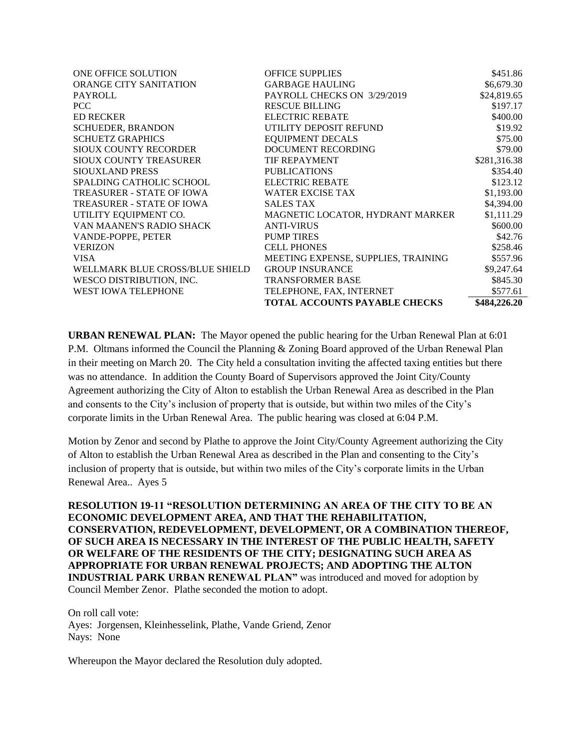| | | |
|---|---|---|
| ONE OFFICE SOLUTION | OFFICE SUPPLIES | $451.86 |
| ORANGE CITY SANITATION | GARBAGE HAULING | $6,679.30 |
| PAYROLL | PAYROLL CHECKS ON 3/29/2019 | $24,819.65 |
| PCC | RESCUE BILLING | $197.17 |
| ED RECKER | ELECTRIC REBATE | $400.00 |
| SCHUEDER, BRANDON | UTILITY DEPOSIT REFUND | $19.92 |
| SCHUETZ GRAPHICS | EQUIPMENT DECALS | $75.00 |
| SIOUX COUNTY RECORDER | DOCUMENT RECORDING | $79.00 |
| SIOUX COUNTY TREASURER | TIF REPAYMENT | $281,316.38 |
| SIOUXLAND PRESS | PUBLICATIONS | $354.40 |
| SPALDING CATHOLIC SCHOOL | ELECTRIC REBATE | $123.12 |
| TREASURER - STATE OF IOWA | WATER EXCISE TAX | $1,193.00 |
| TREASURER - STATE OF IOWA | SALES TAX | $4,394.00 |
| UTILITY EQUIPMENT CO. | MAGNETIC LOCATOR, HYDRANT MARKER | $1,111.29 |
| VAN MAANEN'S RADIO SHACK | ANTI-VIRUS | $600.00 |
| VANDE-POPPE, PETER | PUMP TIRES | $42.76 |
| VERIZON | CELL PHONES | $258.46 |
| VISA | MEETING EXPENSE, SUPPLIES, TRAINING | $557.96 |
| WELLMARK BLUE CROSS/BLUE SHIELD | GROUP INSURANCE | $9,247.64 |
| WESCO DISTRIBUTION, INC. | TRANSFORMER BASE | $845.30 |
| WEST IOWA TELEPHONE | TELEPHONE, FAX, INTERNET | $577.61 |
| | **TOTAL ACCOUNTS PAYABLE CHECKS** | **$484,226.20** |

**URBAN RENEWAL PLAN:** The Mayor opened the public hearing for the Urban Renewal Plan at 6:01 P.M. Oltmans informed the Council the Planning & Zoning Board approved of the Urban Renewal Plan in their meeting on March 20. The City held a consultation inviting the affected taxing entities but there was no attendance. In addition the County Board of Supervisors approved the Joint City/County Agreement authorizing the City of Alton to establish the Urban Renewal Area as described in the Plan and consents to the City's inclusion of property that is outside, but within two miles of the City's corporate limits in the Urban Renewal Area. The public hearing was closed at 6:04 P.M.

Motion by Zenor and second by Plathe to approve the Joint City/County Agreement authorizing the City of Alton to establish the Urban Renewal Area as described in the Plan and consenting to the City's inclusion of property that is outside, but within two miles of the City's corporate limits in the Urban Renewal Area.. Ayes 5

**RESOLUTION 19-11 "RESOLUTION DETERMINING AN AREA OF THE CITY TO BE AN ECONOMIC DEVELOPMENT AREA, AND THAT THE REHABILITATION, CONSERVATION, REDEVELOPMENT, DEVELOPMENT, OR A COMBINATION THEREOF, OF SUCH AREA IS NECESSARY IN THE INTEREST OF THE PUBLIC HEALTH, SAFETY OR WELFARE OF THE RESIDENTS OF THE CITY; DESIGNATING SUCH AREA AS APPROPRIATE FOR URBAN RENEWAL PROJECTS; AND ADOPTING THE ALTON INDUSTRIAL PARK URBAN RENEWAL PLAN"** was introduced and moved for adoption by Council Member Zenor. Plathe seconded the motion to adopt.

On roll call vote:
Ayes: Jorgensen, Kleinhesselink, Plathe, Vande Griend, Zenor
Nays: None

Whereupon the Mayor declared the Resolution duly adopted.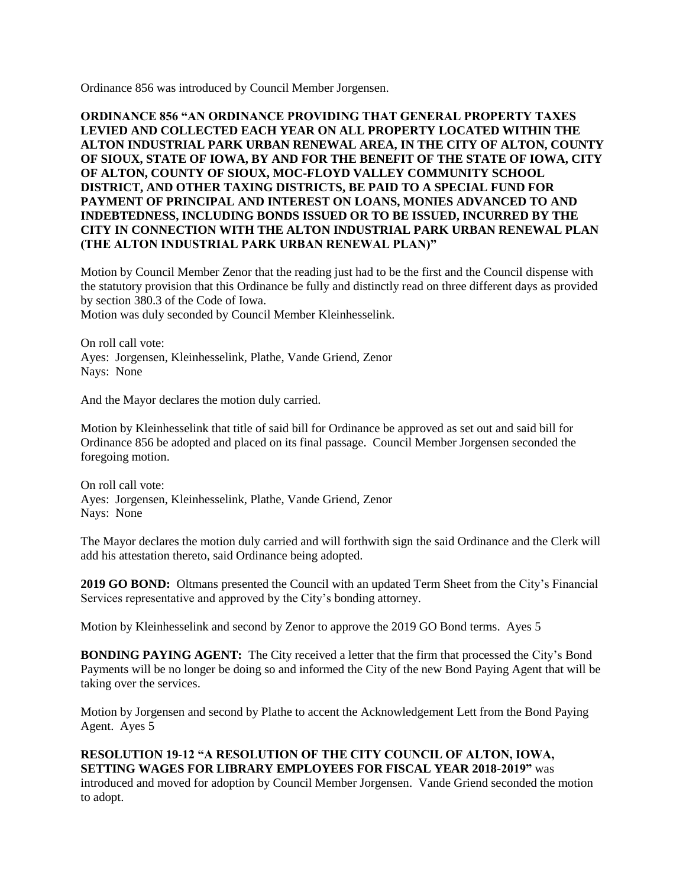Ordinance 856 was introduced by Council Member Jorgensen.

**ORDINANCE 856 "AN ORDINANCE PROVIDING THAT GENERAL PROPERTY TAXES LEVIED AND COLLECTED EACH YEAR ON ALL PROPERTY LOCATED WITHIN THE ALTON INDUSTRIAL PARK URBAN RENEWAL AREA, IN THE CITY OF ALTON, COUNTY OF SIOUX, STATE OF IOWA, BY AND FOR THE BENEFIT OF THE STATE OF IOWA, CITY OF ALTON, COUNTY OF SIOUX, MOC-FLOYD VALLEY COMMUNITY SCHOOL DISTRICT, AND OTHER TAXING DISTRICTS, BE PAID TO A SPECIAL FUND FOR PAYMENT OF PRINCIPAL AND INTEREST ON LOANS, MONIES ADVANCED TO AND INDEBTEDNESS, INCLUDING BONDS ISSUED OR TO BE ISSUED, INCURRED BY THE CITY IN CONNECTION WITH THE ALTON INDUSTRIAL PARK URBAN RENEWAL PLAN (THE ALTON INDUSTRIAL PARK URBAN RENEWAL PLAN)"**

Motion by Council Member Zenor that the reading just had to be the first and the Council dispense with the statutory provision that this Ordinance be fully and distinctly read on three different days as provided by section 380.3 of the Code of Iowa.
Motion was duly seconded by Council Member Kleinhesselink.

On roll call vote:
Ayes: Jorgensen, Kleinhesselink, Plathe, Vande Griend, Zenor
Nays: None

And the Mayor declares the motion duly carried.

Motion by Kleinhesselink that title of said bill for Ordinance be approved as set out and said bill for Ordinance 856 be adopted and placed on its final passage. Council Member Jorgensen seconded the foregoing motion.

On roll call vote:
Ayes: Jorgensen, Kleinhesselink, Plathe, Vande Griend, Zenor
Nays: None

The Mayor declares the motion duly carried and will forthwith sign the said Ordinance and the Clerk will add his attestation thereto, said Ordinance being adopted.

**2019 GO BOND:** Oltmans presented the Council with an updated Term Sheet from the City's Financial Services representative and approved by the City's bonding attorney.

Motion by Kleinhesselink and second by Zenor to approve the 2019 GO Bond terms. Ayes 5

**BONDING PAYING AGENT:** The City received a letter that the firm that processed the City's Bond Payments will be no longer be doing so and informed the City of the new Bond Paying Agent that will be taking over the services.

Motion by Jorgensen and second by Plathe to accent the Acknowledgement Lett from the Bond Paying Agent. Ayes 5

**RESOLUTION 19-12 "A RESOLUTION OF THE CITY COUNCIL OF ALTON, IOWA, SETTING WAGES FOR LIBRARY EMPLOYEES FOR FISCAL YEAR 2018-2019"** was introduced and moved for adoption by Council Member Jorgensen. Vande Griend seconded the motion to adopt.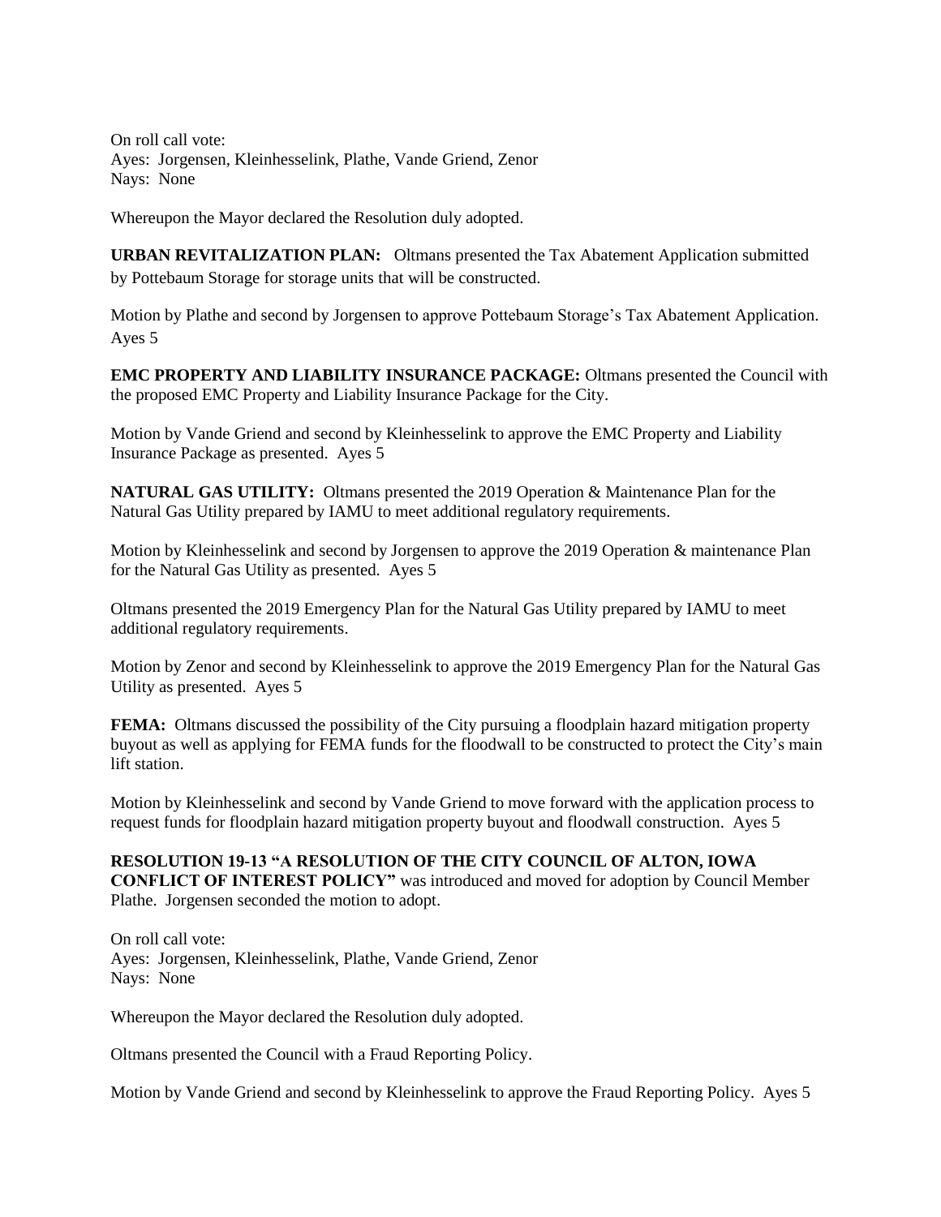On roll call vote:
Ayes: Jorgensen, Kleinhesselink, Plathe, Vande Griend, Zenor
Nays: None

Whereupon the Mayor declared the Resolution duly adopted.

**URBAN REVITALIZATION PLAN:** Oltmans presented the Tax Abatement Application submitted by Pottebaum Storage for storage units that will be constructed.

Motion by Plathe and second by Jorgensen to approve Pottebaum Storage's Tax Abatement Application. Ayes 5

**EMC PROPERTY AND LIABILITY INSURANCE PACKAGE:** Oltmans presented the Council with the proposed EMC Property and Liability Insurance Package for the City.

Motion by Vande Griend and second by Kleinhesselink to approve the EMC Property and Liability Insurance Package as presented. Ayes 5

**NATURAL GAS UTILITY:** Oltmans presented the 2019 Operation & Maintenance Plan for the Natural Gas Utility prepared by IAMU to meet additional regulatory requirements.

Motion by Kleinhesselink and second by Jorgensen to approve the 2019 Operation & maintenance Plan for the Natural Gas Utility as presented. Ayes 5

Oltmans presented the 2019 Emergency Plan for the Natural Gas Utility prepared by IAMU to meet additional regulatory requirements.

Motion by Zenor and second by Kleinhesselink to approve the 2019 Emergency Plan for the Natural Gas Utility as presented. Ayes 5

**FEMA:** Oltmans discussed the possibility of the City pursuing a floodplain hazard mitigation property buyout as well as applying for FEMA funds for the floodwall to be constructed to protect the City's main lift station.

Motion by Kleinhesselink and second by Vande Griend to move forward with the application process to request funds for floodplain hazard mitigation property buyout and floodwall construction. Ayes 5

**RESOLUTION 19-13 "A RESOLUTION OF THE CITY COUNCIL OF ALTON, IOWA CONFLICT OF INTEREST POLICY"** was introduced and moved for adoption by Council Member Plathe. Jorgensen seconded the motion to adopt.

On roll call vote:
Ayes: Jorgensen, Kleinhesselink, Plathe, Vande Griend, Zenor
Nays: None

Whereupon the Mayor declared the Resolution duly adopted.

Oltmans presented the Council with a Fraud Reporting Policy.

Motion by Vande Griend and second by Kleinhesselink to approve the Fraud Reporting Policy. Ayes 5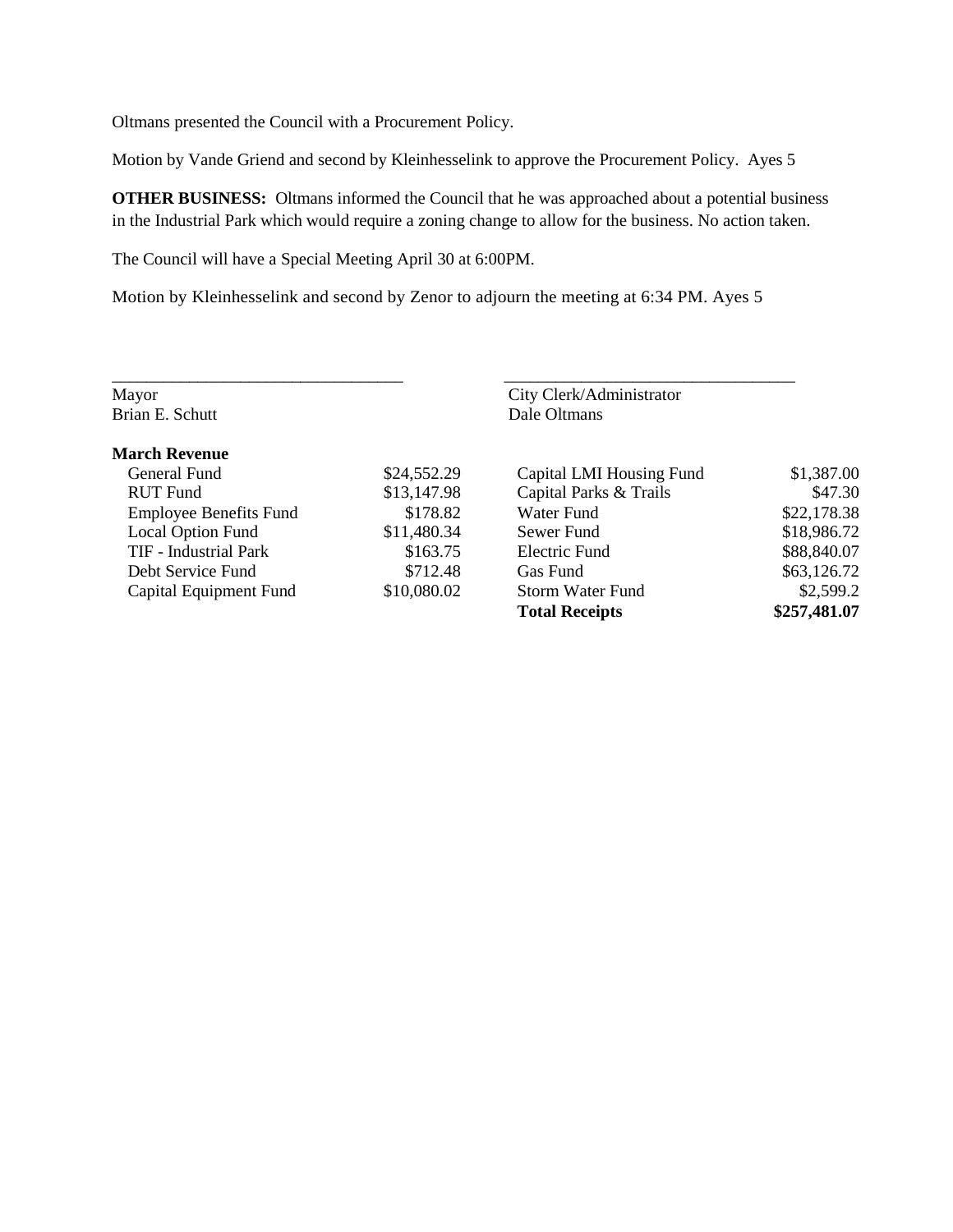Oltmans presented the Council with a Procurement Policy.

Motion by Vande Griend and second by Kleinhesselink to approve the Procurement Policy. Ayes 5

**OTHER BUSINESS:** Oltmans informed the Council that he was approached about a potential business in the Industrial Park which would require a zoning change to allow for the business. No action taken.

The Council will have a Special Meeting April 30 at 6:00PM.

Motion by Kleinhesselink and second by Zenor to adjourn the meeting at 6:34 PM. Ayes 5

\_\_\_\_\_\_\_\_\_\_\_\_\_\_\_\_\_\_\_\_\_\_\_\_\_\_\_\_\_\_\_\_\_\_
Mayor
Brian E. Schutt

\_\_\_\_\_\_\_\_\_\_\_\_\_\_\_\_\_\_\_\_\_\_\_\_\_\_\_\_\_\_\_\_\_\_
City Clerk/Administrator
Dale Oltmans

**March Revenue**

| | | | |
|---|---|---|---|
| General Fund | $24,552.29 | Capital LMI Housing Fund | $1,387.00 |
| RUT Fund | $13,147.98 | Capital Parks & Trails | $47.30 |
| Employee Benefits Fund | $178.82 | Water Fund | $22,178.38 |
| Local Option Fund | $11,480.34 | Sewer Fund | $18,986.72 |
| TIF - Industrial Park | $163.75 | Electric Fund | $88,840.07 |
| Debt Service Fund | $712.48 | Gas Fund | $63,126.72 |
| Capital Equipment Fund | $10,080.02 | Storm Water Fund | $2,599.2 |
| | | **Total Receipts** | **$257,481.07** |